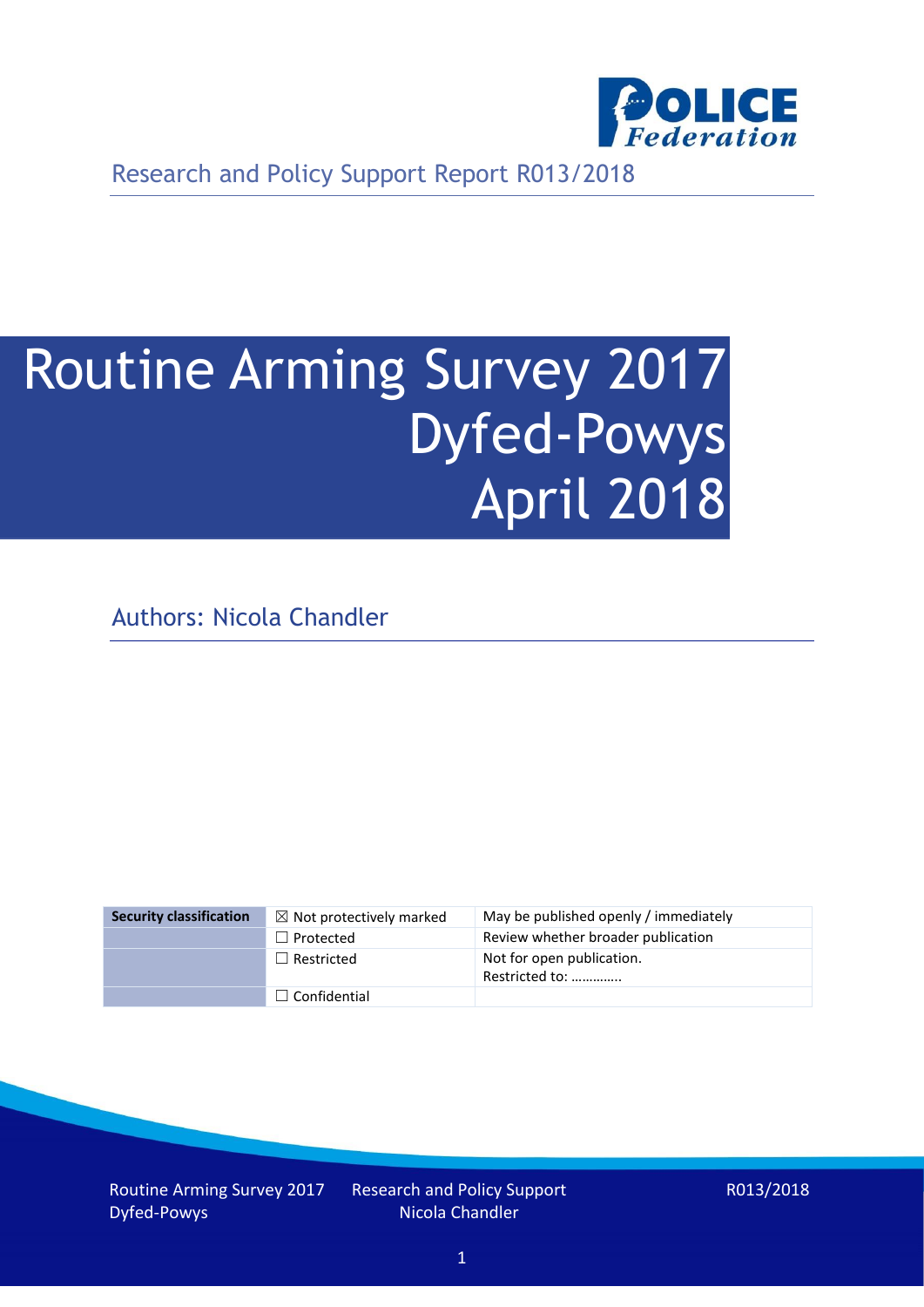Research and Policy Support Report R013/2018

# Routine Arming Survey 2017 Dyfed-Powys April 2018

Authors: Nicola Chandler

| Security classification | ☒ Not protectively marked | May be published openly / immediately |
|---|---|---|
| | ☐ Protected | Review whether broader publication |
| | ☐ Restricted | Not for open publication. Restricted to: ………….. |
| | ☐ Confidential | |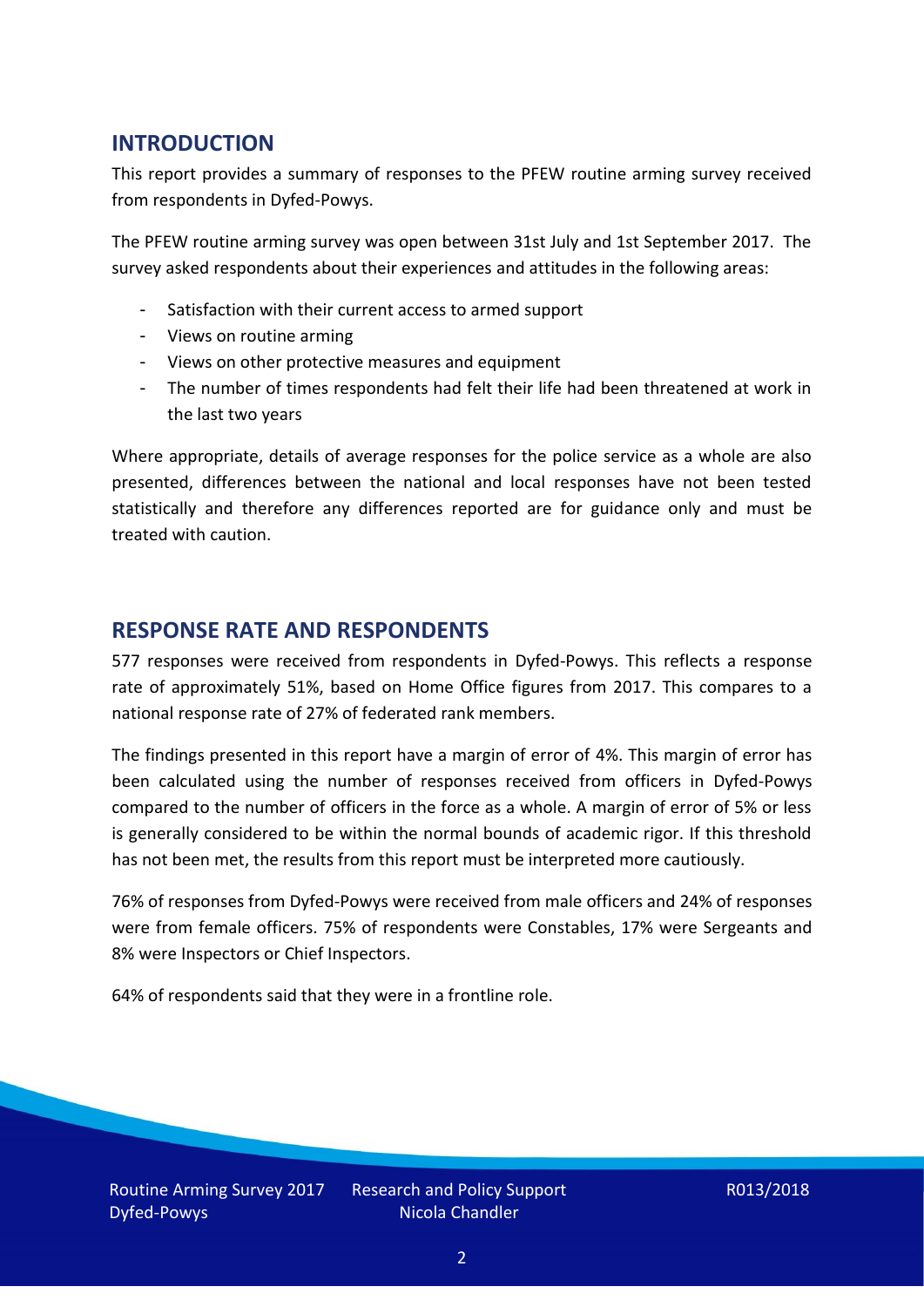## INTRODUCTION

This report provides a summary of responses to the PFEW routine arming survey received from respondents in Dyfed-Powys.

The PFEW routine arming survey was open between 31st July and 1st September 2017. The survey asked respondents about their experiences and attitudes in the following areas:

- Satisfaction with their current access to armed support
- Views on routine arming
- Views on other protective measures and equipment
- The number of times respondents had felt their life had been threatened at work in the last two years

Where appropriate, details of average responses for the police service as a whole are also presented, differences between the national and local responses have not been tested statistically and therefore any differences reported are for guidance only and must be treated with caution.

## RESPONSE RATE AND RESPONDENTS

577 responses were received from respondents in Dyfed-Powys. This reflects a response rate of approximately 51%, based on Home Office figures from 2017. This compares to a national response rate of 27% of federated rank members.

The findings presented in this report have a margin of error of 4%. This margin of error has been calculated using the number of responses received from officers in Dyfed-Powys compared to the number of officers in the force as a whole. A margin of error of 5% or less is generally considered to be within the normal bounds of academic rigor. If this threshold has not been met, the results from this report must be interpreted more cautiously.

76% of responses from Dyfed-Powys were received from male officers and 24% of responses were from female officers. 75% of respondents were Constables, 17% were Sergeants and 8% were Inspectors or Chief Inspectors.

64% of respondents said that they were in a frontline role.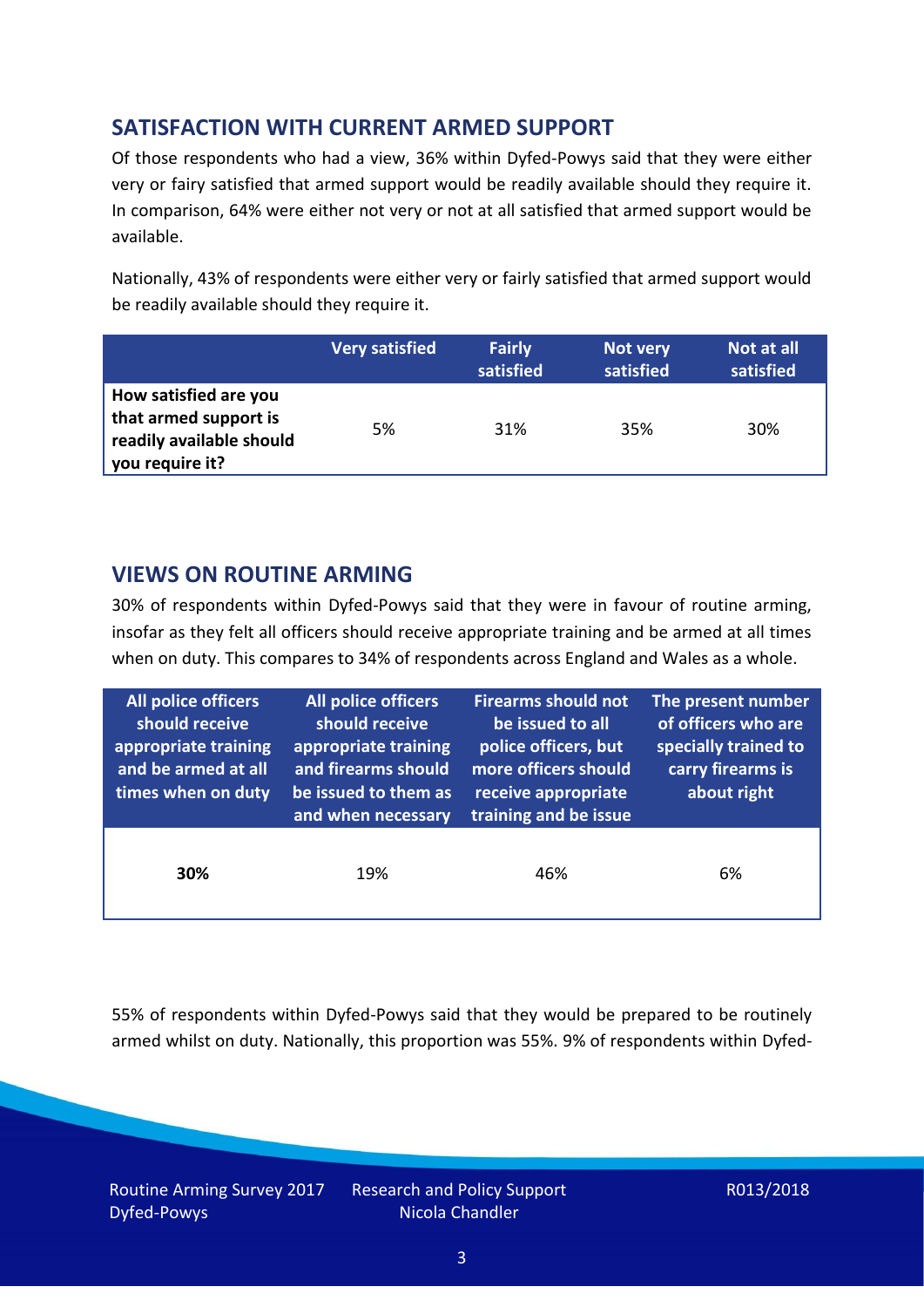## SATISFACTION WITH CURRENT ARMED SUPPORT

Of those respondents who had a view, 36% within Dyfed-Powys said that they were either very or fairy satisfied that armed support would be readily available should they require it. In comparison, 64% were either not very or not at all satisfied that armed support would be available.

Nationally, 43% of respondents were either very or fairly satisfied that armed support would be readily available should they require it.

| | Very satisfied | Fairly satisfied | Not very satisfied | Not at all satisfied |
|---|---|---|---|---|
| **How satisfied are you that armed support is readily available should you require it?** | 5% | 31% | 35% | 30% |

## VIEWS ON ROUTINE ARMING

30% of respondents within Dyfed-Powys said that they were in favour of routine arming, insofar as they felt all officers should receive appropriate training and be armed at all times when on duty. This compares to 34% of respondents across England and Wales as a whole.

| All police officers should receive appropriate training and be armed at all times when on duty | All police officers should receive appropriate training and firearms should be issued to them as and when necessary | Firearms should not be issued to all police officers, but more officers should receive appropriate training and be issue | The present number of officers who are specially trained to carry firearms is about right |
|---|---|---|---|
| **30%** | 19% | 46% | 6% |

55% of respondents within Dyfed-Powys said that they would be prepared to be routinely armed whilst on duty. Nationally, this proportion was 55%. 9% of respondents within Dyfed-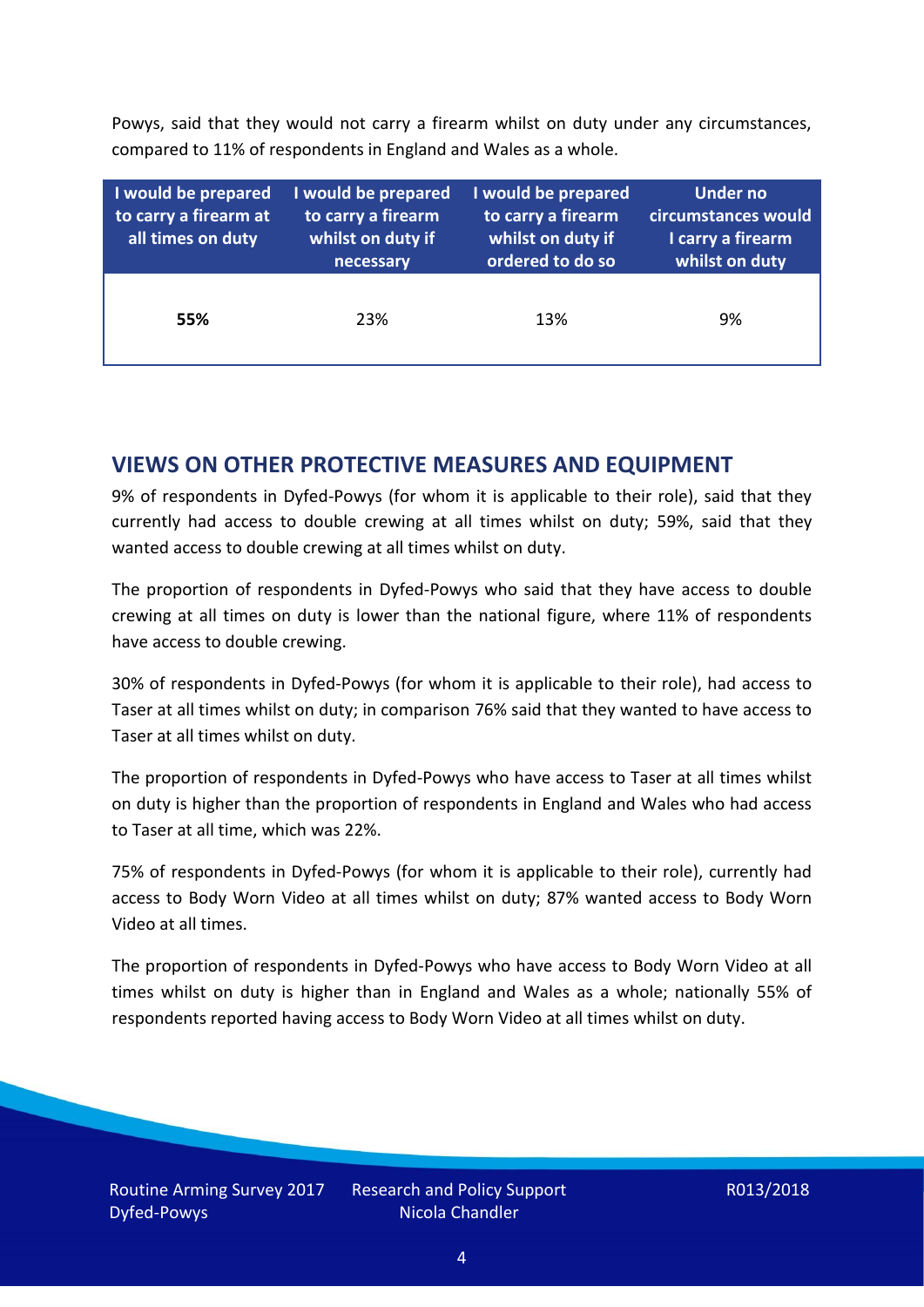Powys, said that they would not carry a firearm whilst on duty under any circumstances, compared to 11% of respondents in England and Wales as a whole.

| I would be prepared to carry a firearm at all times on duty | I would be prepared to carry a firearm whilst on duty if necessary | I would be prepared to carry a firearm whilst on duty if ordered to do so | Under no circumstances would I carry a firearm whilst on duty |
|---|---|---|---|
| **55%** | 23% | 13% | 9% |

## VIEWS ON OTHER PROTECTIVE MEASURES AND EQUIPMENT

9% of respondents in Dyfed-Powys (for whom it is applicable to their role), said that they currently had access to double crewing at all times whilst on duty; 59%, said that they wanted access to double crewing at all times whilst on duty.

The proportion of respondents in Dyfed-Powys who said that they have access to double crewing at all times on duty is lower than the national figure, where 11% of respondents have access to double crewing.

30% of respondents in Dyfed-Powys (for whom it is applicable to their role), had access to Taser at all times whilst on duty; in comparison 76% said that they wanted to have access to Taser at all times whilst on duty.

The proportion of respondents in Dyfed-Powys who have access to Taser at all times whilst on duty is higher than the proportion of respondents in England and Wales who had access to Taser at all time, which was 22%.

75% of respondents in Dyfed-Powys (for whom it is applicable to their role), currently had access to Body Worn Video at all times whilst on duty; 87% wanted access to Body Worn Video at all times.

The proportion of respondents in Dyfed-Powys who have access to Body Worn Video at all times whilst on duty is higher than in England and Wales as a whole; nationally 55% of respondents reported having access to Body Worn Video at all times whilst on duty.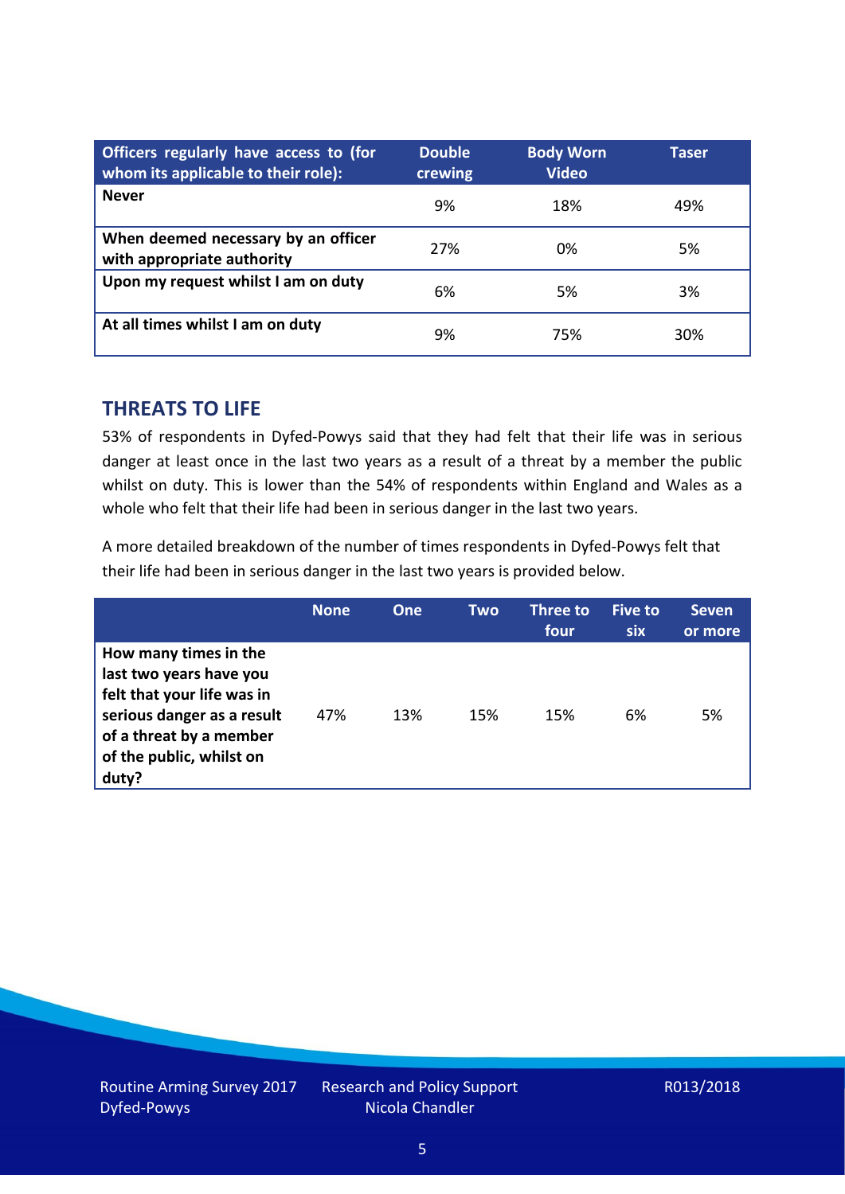| Officers regularly have access to (for whom its applicable to their role): | Double crewing | Body Worn Video | Taser |
|---|---|---|---|
| **Never** | 9% | 18% | 49% |
| **When deemed necessary by an officer with appropriate authority** | 27% | 0% | 5% |
| **Upon my request whilst I am on duty** | 6% | 5% | 3% |
| **At all times whilst I am on duty** | 9% | 75% | 30% |

## THREATS TO LIFE

53% of respondents in Dyfed-Powys said that they had felt that their life was in serious danger at least once in the last two years as a result of a threat by a member the public whilst on duty. This is lower than the 54% of respondents within England and Wales as a whole who felt that their life had been in serious danger in the last two years.

A more detailed breakdown of the number of times respondents in Dyfed-Powys felt that their life had been in serious danger in the last two years is provided below.

| | None | One | Two | Three to four | Five to six | Seven or more |
|---|---|---|---|---|---|---|
| **How many times in the last two years have you felt that your life was in serious danger as a result of a threat by a member of the public, whilst on duty?** | 47% | 13% | 15% | 15% | 6% | 5% |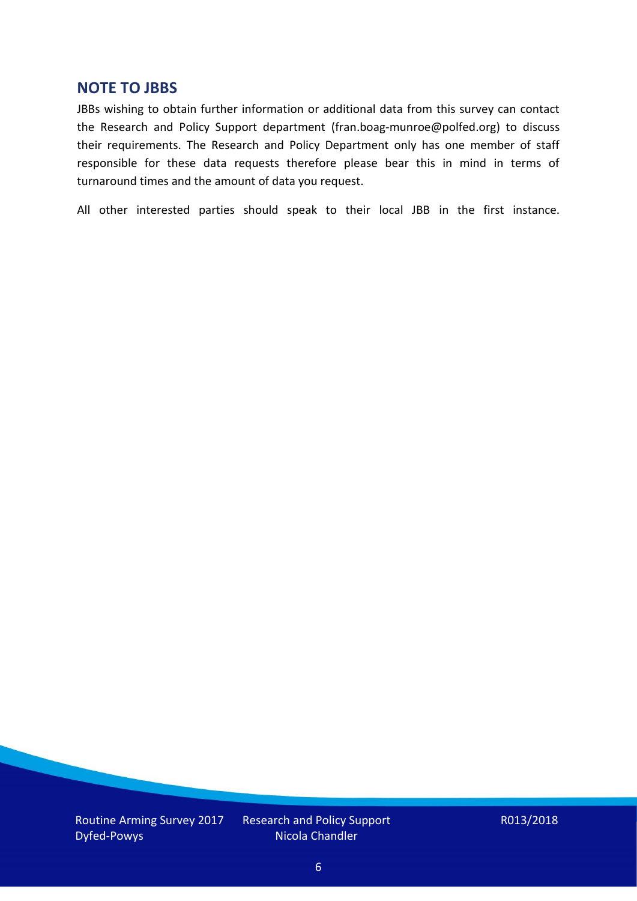## NOTE TO JBBS

JBBs wishing to obtain further information or additional data from this survey can contact the Research and Policy Support department (fran.boag-munroe@polfed.org) to discuss their requirements. The Research and Policy Department only has one member of staff responsible for these data requests therefore please bear this in mind in terms of turnaround times and the amount of data you request.

All other interested parties should speak to their local JBB in the first instance.